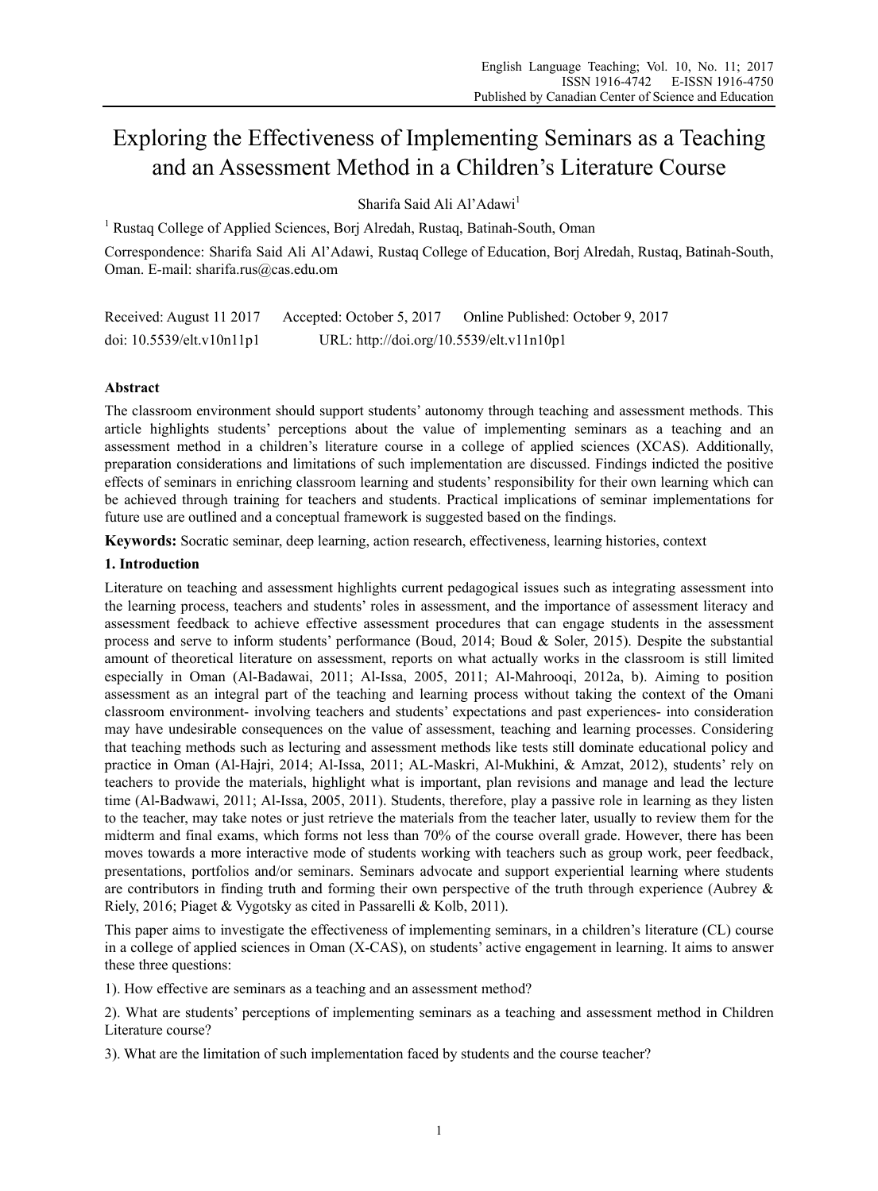# Exploring the Effectiveness of Implementing Seminars as a Teaching and an Assessment Method in a Children's Literature Course

Sharifa Said Ali Al'Adawi[1]

[1] Rustaq College of Applied Sciences, Borj Alredah, Rustaq, Batinah-South, Oman

Correspondence: Sharifa Said Ali Al'Adawi, Rustaq College of Education, Borj Alredah, Rustaq, Batinah-South, Oman. E-mail: sharifa.rus@cas.edu.om

Received: August 11 2017 Accepted: October 5, 2017 Online Published: October 9, 2017

doi: 10.5539/elt.v10n11p1 URL: http://doi.org/10.5539/elt.v11n10p1

## Abstract

The classroom environment should support students' autonomy through teaching and assessment methods. This article highlights students' perceptions about the value of implementing seminars as a teaching and an assessment method in a children's literature course in a college of applied sciences (XCAS). Additionally, preparation considerations and limitations of such implementation are discussed. Findings indicted the positive effects of seminars in enriching classroom learning and students' responsibility for their own learning which can be achieved through training for teachers and students. Practical implications of seminar implementations for future use are outlined and a conceptual framework is suggested based on the findings.

**Keywords:** Socratic seminar, deep learning, action research, effectiveness, learning histories, context

## 1. Introduction

Literature on teaching and assessment highlights current pedagogical issues such as integrating assessment into the learning process, teachers and students' roles in assessment, and the importance of assessment literacy and assessment feedback to achieve effective assessment procedures that can engage students in the assessment process and serve to inform students' performance (Boud, 2014; Boud & Soler, 2015). Despite the substantial amount of theoretical literature on assessment, reports on what actually works in the classroom is still limited especially in Oman (Al-Badawai, 2011; Al-Issa, 2005, 2011; Al-Mahrooqi, 2012a, b). Aiming to position assessment as an integral part of the teaching and learning process without taking the context of the Omani classroom environment- involving teachers and students' expectations and past experiences- into consideration may have undesirable consequences on the value of assessment, teaching and learning processes. Considering that teaching methods such as lecturing and assessment methods like tests still dominate educational policy and practice in Oman (Al-Hajri, 2014; Al-Issa, 2011; AL-Maskri, Al-Mukhini, & Amzat, 2012), students' rely on teachers to provide the materials, highlight what is important, plan revisions and manage and lead the lecture time (Al-Badwawi, 2011; Al-Issa, 2005, 2011). Students, therefore, play a passive role in learning as they listen to the teacher, may take notes or just retrieve the materials from the teacher later, usually to review them for the midterm and final exams, which forms not less than 70% of the course overall grade. However, there has been moves towards a more interactive mode of students working with teachers such as group work, peer feedback, presentations, portfolios and/or seminars. Seminars advocate and support experiential learning where students are contributors in finding truth and forming their own perspective of the truth through experience (Aubrey & Riely, 2016; Piaget & Vygotsky as cited in Passarelli & Kolb, 2011).

This paper aims to investigate the effectiveness of implementing seminars, in a children's literature (CL) course in a college of applied sciences in Oman (X-CAS), on students' active engagement in learning. It aims to answer these three questions:

1). How effective are seminars as a teaching and an assessment method?

2). What are students' perceptions of implementing seminars as a teaching and assessment method in Children Literature course?

3). What are the limitation of such implementation faced by students and the course teacher?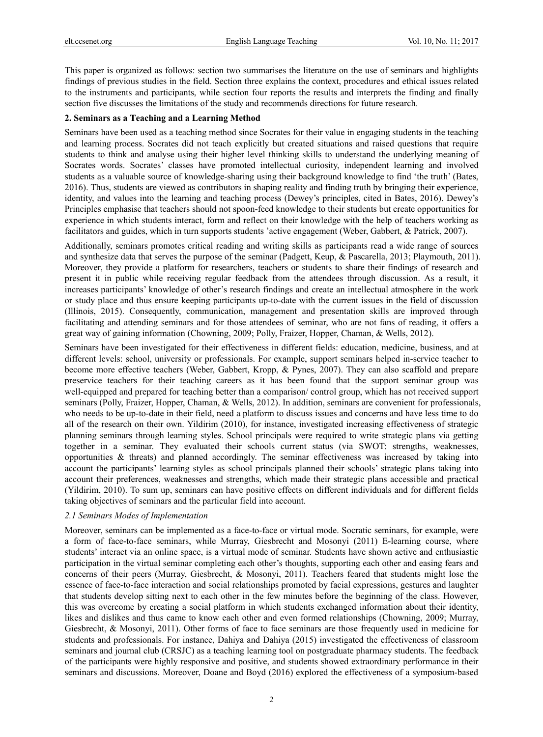This paper is organized as follows: section two summarises the literature on the use of seminars and highlights findings of previous studies in the field. Section three explains the context, procedures and ethical issues related to the instruments and participants, while section four reports the results and interprets the finding and finally section five discusses the limitations of the study and recommends directions for future research.

## 2. Seminars as a Teaching and a Learning Method

Seminars have been used as a teaching method since Socrates for their value in engaging students in the teaching and learning process. Socrates did not teach explicitly but created situations and raised questions that require students to think and analyse using their higher level thinking skills to understand the underlying meaning of Socrates words. Socrates' classes have promoted intellectual curiosity, independent learning and involved students as a valuable source of knowledge-sharing using their background knowledge to find 'the truth' (Bates, 2016). Thus, students are viewed as contributors in shaping reality and finding truth by bringing their experience, identity, and values into the learning and teaching process (Dewey's principles, cited in Bates, 2016). Dewey's Principles emphasise that teachers should not spoon-feed knowledge to their students but create opportunities for experience in which students interact, form and reflect on their knowledge with the help of teachers working as facilitators and guides, which in turn supports students 'active engagement (Weber, Gabbert, & Patrick, 2007).

Additionally, seminars promotes critical reading and writing skills as participants read a wide range of sources and synthesize data that serves the purpose of the seminar (Padgett, Keup, & Pascarella, 2013; Playmouth, 2011). Moreover, they provide a platform for researchers, teachers or students to share their findings of research and present it in public while receiving regular feedback from the attendees through discussion. As a result, it increases participants' knowledge of other's research findings and create an intellectual atmosphere in the work or study place and thus ensure keeping participants up-to-date with the current issues in the field of discussion (Illinois, 2015). Consequently, communication, management and presentation skills are improved through facilitating and attending seminars and for those attendees of seminar, who are not fans of reading, it offers a great way of gaining information (Chowning, 2009; Polly, Fraizer, Hopper, Chaman, & Wells, 2012).

Seminars have been investigated for their effectiveness in different fields: education, medicine, business, and at different levels: school, university or professionals. For example, support seminars helped in-service teacher to become more effective teachers (Weber, Gabbert, Kropp, & Pynes, 2007). They can also scaffold and prepare preservice teachers for their teaching careers as it has been found that the support seminar group was well-equipped and prepared for teaching better than a comparison/ control group, which has not received support seminars (Polly, Fraizer, Hopper, Chaman, & Wells, 2012). In addition, seminars are convenient for professionals, who needs to be up-to-date in their field, need a platform to discuss issues and concerns and have less time to do all of the research on their own. Yildirim (2010), for instance, investigated increasing effectiveness of strategic planning seminars through learning styles. School principals were required to write strategic plans via getting together in a seminar. They evaluated their schools current status (via SWOT: strengths, weaknesses, opportunities & threats) and planned accordingly. The seminar effectiveness was increased by taking into account the participants' learning styles as school principals planned their schools' strategic plans taking into account their preferences, weaknesses and strengths, which made their strategic plans accessible and practical (Yildirim, 2010). To sum up, seminars can have positive effects on different individuals and for different fields taking objectives of seminars and the particular field into account.

### *2.1 Seminars Modes of Implementation*

Moreover, seminars can be implemented as a face-to-face or virtual mode. Socratic seminars, for example, were a form of face-to-face seminars, while Murray, Giesbrecht and Mosonyi (2011) E-learning course, where students' interact via an online space, is a virtual mode of seminar. Students have shown active and enthusiastic participation in the virtual seminar completing each other's thoughts, supporting each other and easing fears and concerns of their peers (Murray, Giesbrecht, & Mosonyi, 2011). Teachers feared that students might lose the essence of face-to-face interaction and social relationships promoted by facial expressions, gestures and laughter that students develop sitting next to each other in the few minutes before the beginning of the class. However, this was overcome by creating a social platform in which students exchanged information about their identity, likes and dislikes and thus came to know each other and even formed relationships (Chowning, 2009; Murray, Giesbrecht, & Mosonyi, 2011). Other forms of face to face seminars are those frequently used in medicine for students and professionals. For instance, Dahiya and Dahiya (2015) investigated the effectiveness of classroom seminars and journal club (CRSJC) as a teaching learning tool on postgraduate pharmacy students. The feedback of the participants were highly responsive and positive, and students showed extraordinary performance in their seminars and discussions. Moreover, Doane and Boyd (2016) explored the effectiveness of a symposium-based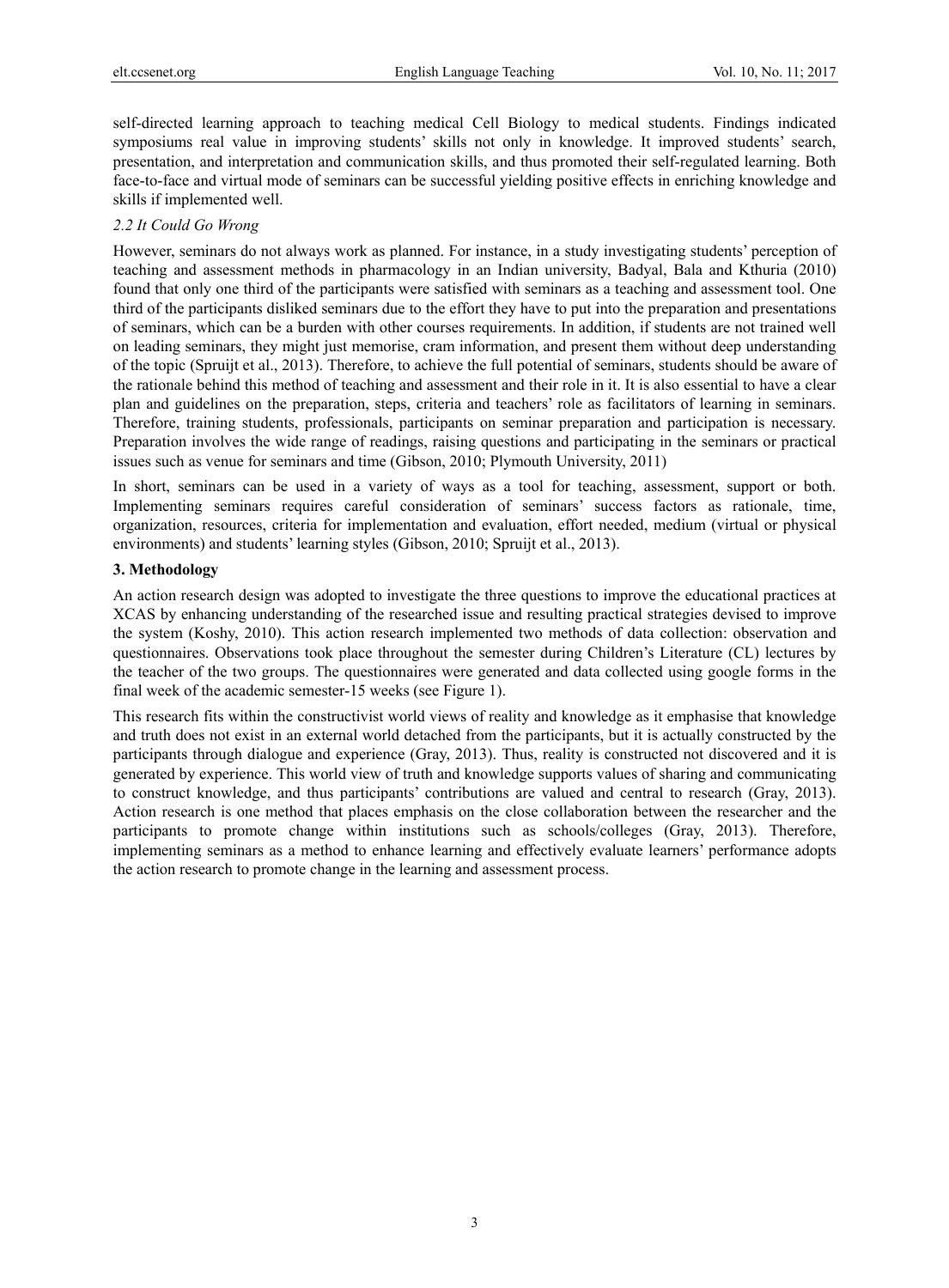self-directed learning approach to teaching medical Cell Biology to medical students. Findings indicated symposiums real value in improving students' skills not only in knowledge. It improved students' search, presentation, and interpretation and communication skills, and thus promoted their self-regulated learning. Both face-to-face and virtual mode of seminars can be successful yielding positive effects in enriching knowledge and skills if implemented well.

### *2.2 It Could Go Wrong*

However, seminars do not always work as planned. For instance, in a study investigating students' perception of teaching and assessment methods in pharmacology in an Indian university, Badyal, Bala and Kthuria (2010) found that only one third of the participants were satisfied with seminars as a teaching and assessment tool. One third of the participants disliked seminars due to the effort they have to put into the preparation and presentations of seminars, which can be a burden with other courses requirements. In addition, if students are not trained well on leading seminars, they might just memorise, cram information, and present them without deep understanding of the topic (Spruijt et al., 2013). Therefore, to achieve the full potential of seminars, students should be aware of the rationale behind this method of teaching and assessment and their role in it. It is also essential to have a clear plan and guidelines on the preparation, steps, criteria and teachers' role as facilitators of learning in seminars. Therefore, training students, professionals, participants on seminar preparation and participation is necessary. Preparation involves the wide range of readings, raising questions and participating in the seminars or practical issues such as venue for seminars and time (Gibson, 2010; Plymouth University, 2011)

In short, seminars can be used in a variety of ways as a tool for teaching, assessment, support or both. Implementing seminars requires careful consideration of seminars' success factors as rationale, time, organization, resources, criteria for implementation and evaluation, effort needed, medium (virtual or physical environments) and students' learning styles (Gibson, 2010; Spruijt et al., 2013).

## 3. Methodology

An action research design was adopted to investigate the three questions to improve the educational practices at XCAS by enhancing understanding of the researched issue and resulting practical strategies devised to improve the system (Koshy, 2010). This action research implemented two methods of data collection: observation and questionnaires. Observations took place throughout the semester during Children's Literature (CL) lectures by the teacher of the two groups. The questionnaires were generated and data collected using google forms in the final week of the academic semester-15 weeks (see Figure 1).

This research fits within the constructivist world views of reality and knowledge as it emphasise that knowledge and truth does not exist in an external world detached from the participants, but it is actually constructed by the participants through dialogue and experience (Gray, 2013). Thus, reality is constructed not discovered and it is generated by experience. This world view of truth and knowledge supports values of sharing and communicating to construct knowledge, and thus participants' contributions are valued and central to research (Gray, 2013). Action research is one method that places emphasis on the close collaboration between the researcher and the participants to promote change within institutions such as schools/colleges (Gray, 2013). Therefore, implementing seminars as a method to enhance learning and effectively evaluate learners' performance adopts the action research to promote change in the learning and assessment process.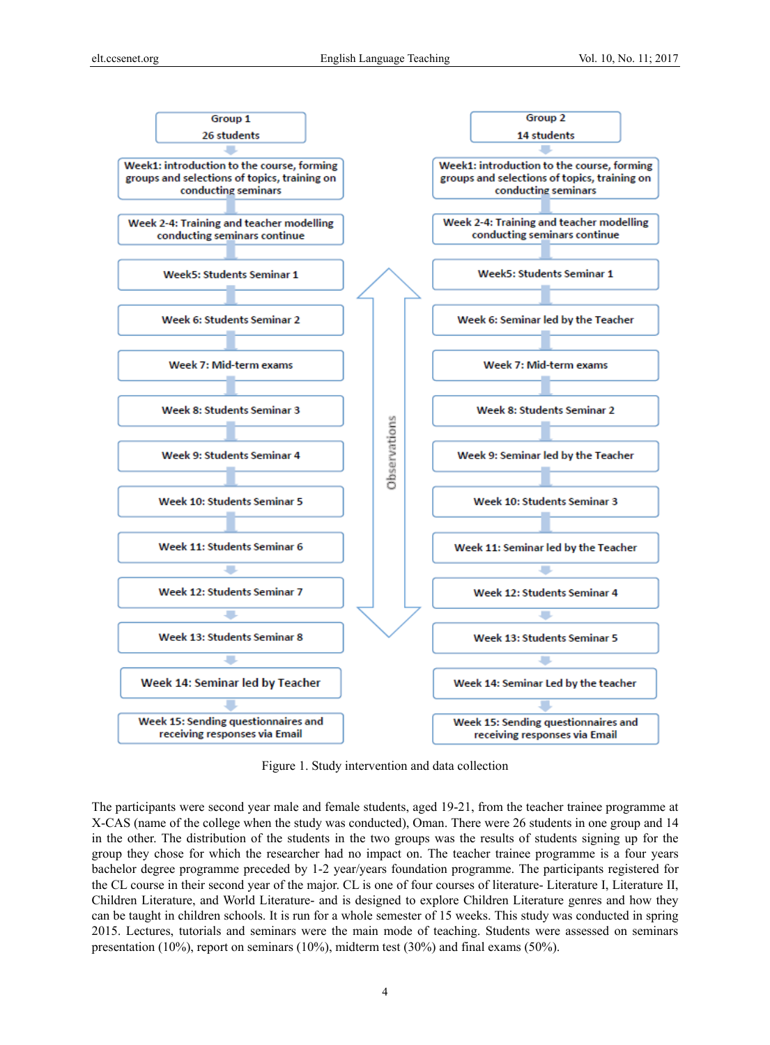| Group 1 (26 students) | Group 2 (14 students) |
|---|---|
| Week1: introduction to the course, forming groups and selections of topics, training on conducting seminars | Week1: introduction to the course, forming groups and selections of topics, training on conducting seminars |
| Week 2-4: Training and teacher modelling conducting seminars continue | Week 2-4: Training and teacher modelling conducting seminars continue |
| Week5: Students Seminar 1 | Week5: Students Seminar 1 |
| Week 6: Students Seminar 2 | Week 6: Seminar led by the Teacher |
| Week 7: Mid-term exams | Week 7: Mid-term exams |
| Week 8: Students Seminar 3 | Week 8: Students Seminar 2 |
| Week 9: Students Seminar 4 | Week 9: Seminar led by the Teacher |
| Week 10: Students Seminar 5 | Week 10: Students Seminar 3 |
| Week 11: Students Seminar 6 | Week 11: Seminar led by the Teacher |
| Week 12: Students Seminar 7 | Week 12: Students Seminar 4 |
| Week 13: Students Seminar 8 | Week 13: Students Seminar 5 |
| Week 14: Seminar led by Teacher | Week 14: Seminar Led by the teacher |
| Week 15: Sending questionnaires and receiving responses via Email | Week 15: Sending questionnaires and receiving responses via Email |

Observations (Weeks 5–13)

Figure 1. Study intervention and data collection

The participants were second year male and female students, aged 19-21, from the teacher trainee programme at X-CAS (name of the college when the study was conducted), Oman. There were 26 students in one group and 14 in the other. The distribution of the students in the two groups was the results of students signing up for the group they chose for which the researcher had no impact on. The teacher trainee programme is a four years bachelor degree programme preceded by 1-2 year/years foundation programme. The participants registered for the CL course in their second year of the major. CL is one of four courses of literature- Literature I, Literature II, Children Literature, and World Literature- and is designed to explore Children Literature genres and how they can be taught in children schools. It is run for a whole semester of 15 weeks. This study was conducted in spring 2015. Lectures, tutorials and seminars were the main mode of teaching. Students were assessed on seminars presentation (10%), report on seminars (10%), midterm test (30%) and final exams (50%).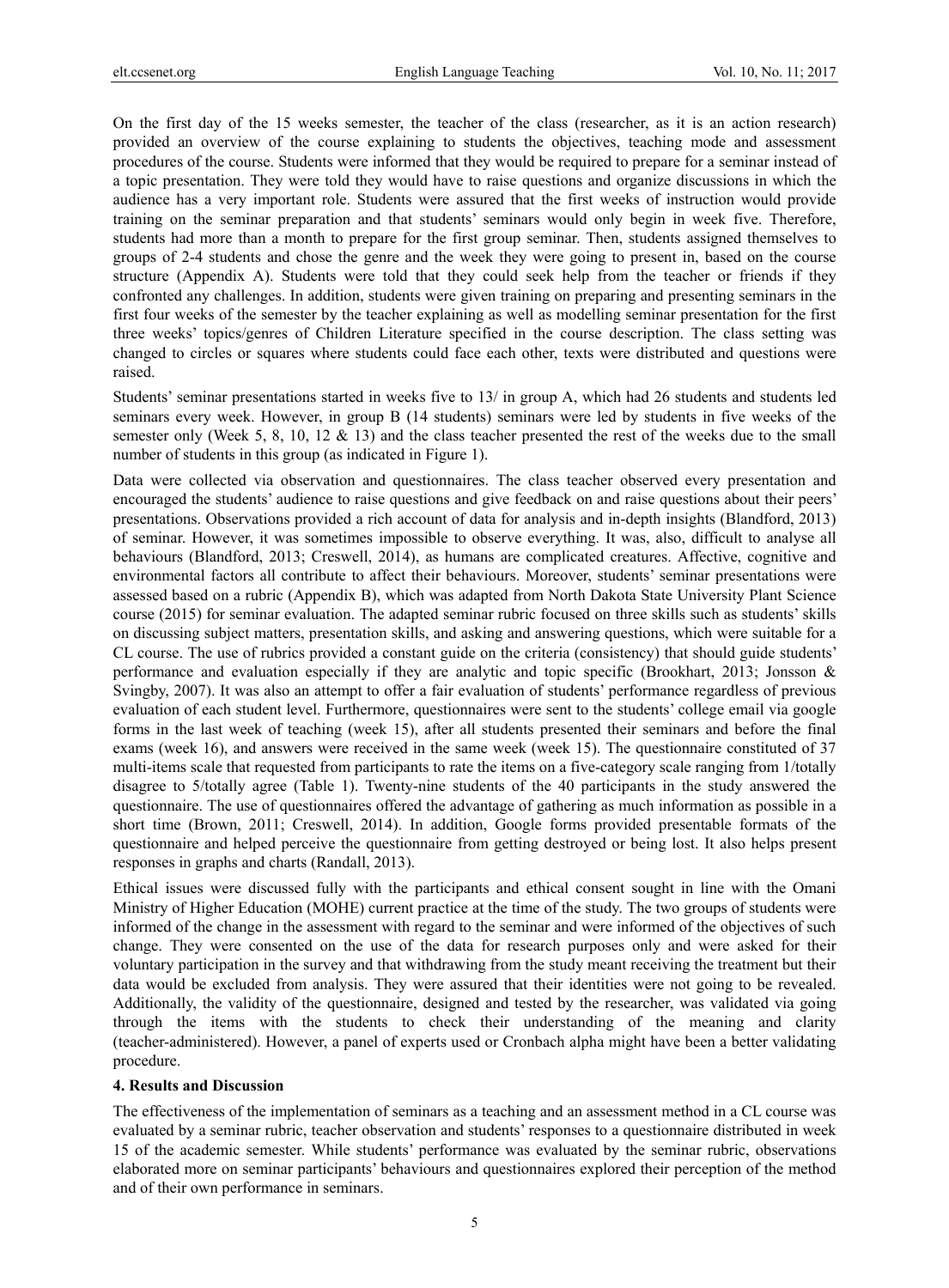On the first day of the 15 weeks semester, the teacher of the class (researcher, as it is an action research) provided an overview of the course explaining to students the objectives, teaching mode and assessment procedures of the course. Students were informed that they would be required to prepare for a seminar instead of a topic presentation. They were told they would have to raise questions and organize discussions in which the audience has a very important role. Students were assured that the first weeks of instruction would provide training on the seminar preparation and that students' seminars would only begin in week five. Therefore, students had more than a month to prepare for the first group seminar. Then, students assigned themselves to groups of 2-4 students and chose the genre and the week they were going to present in, based on the course structure (Appendix A). Students were told that they could seek help from the teacher or friends if they confronted any challenges. In addition, students were given training on preparing and presenting seminars in the first four weeks of the semester by the teacher explaining as well as modelling seminar presentation for the first three weeks' topics/genres of Children Literature specified in the course description. The class setting was changed to circles or squares where students could face each other, texts were distributed and questions were raised.

Students' seminar presentations started in weeks five to 13/ in group A, which had 26 students and students led seminars every week. However, in group B (14 students) seminars were led by students in five weeks of the semester only (Week 5, 8, 10, 12 & 13) and the class teacher presented the rest of the weeks due to the small number of students in this group (as indicated in Figure 1).

Data were collected via observation and questionnaires. The class teacher observed every presentation and encouraged the students' audience to raise questions and give feedback on and raise questions about their peers' presentations. Observations provided a rich account of data for analysis and in-depth insights (Blandford, 2013) of seminar. However, it was sometimes impossible to observe everything. It was, also, difficult to analyse all behaviours (Blandford, 2013; Creswell, 2014), as humans are complicated creatures. Affective, cognitive and environmental factors all contribute to affect their behaviours. Moreover, students' seminar presentations were assessed based on a rubric (Appendix B), which was adapted from North Dakota State University Plant Science course (2015) for seminar evaluation. The adapted seminar rubric focused on three skills such as students' skills on discussing subject matters, presentation skills, and asking and answering questions, which were suitable for a CL course. The use of rubrics provided a constant guide on the criteria (consistency) that should guide students' performance and evaluation especially if they are analytic and topic specific (Brookhart, 2013; Jonsson & Svingby, 2007). It was also an attempt to offer a fair evaluation of students' performance regardless of previous evaluation of each student level. Furthermore, questionnaires were sent to the students' college email via google forms in the last week of teaching (week 15), after all students presented their seminars and before the final exams (week 16), and answers were received in the same week (week 15). The questionnaire constituted of 37 multi-items scale that requested from participants to rate the items on a five-category scale ranging from 1/totally disagree to 5/totally agree (Table 1). Twenty-nine students of the 40 participants in the study answered the questionnaire. The use of questionnaires offered the advantage of gathering as much information as possible in a short time (Brown, 2011; Creswell, 2014). In addition, Google forms provided presentable formats of the questionnaire and helped perceive the questionnaire from getting destroyed or being lost. It also helps present responses in graphs and charts (Randall, 2013).

Ethical issues were discussed fully with the participants and ethical consent sought in line with the Omani Ministry of Higher Education (MOHE) current practice at the time of the study. The two groups of students were informed of the change in the assessment with regard to the seminar and were informed of the objectives of such change. They were consented on the use of the data for research purposes only and were asked for their voluntary participation in the survey and that withdrawing from the study meant receiving the treatment but their data would be excluded from analysis. They were assured that their identities were not going to be revealed. Additionally, the validity of the questionnaire, designed and tested by the researcher, was validated via going through the items with the students to check their understanding of the meaning and clarity (teacher-administered). However, a panel of experts used or Cronbach alpha might have been a better validating procedure.

## 4. Results and Discussion

The effectiveness of the implementation of seminars as a teaching and an assessment method in a CL course was evaluated by a seminar rubric, teacher observation and students' responses to a questionnaire distributed in week 15 of the academic semester. While students' performance was evaluated by the seminar rubric, observations elaborated more on seminar participants' behaviours and questionnaires explored their perception of the method and of their own performance in seminars.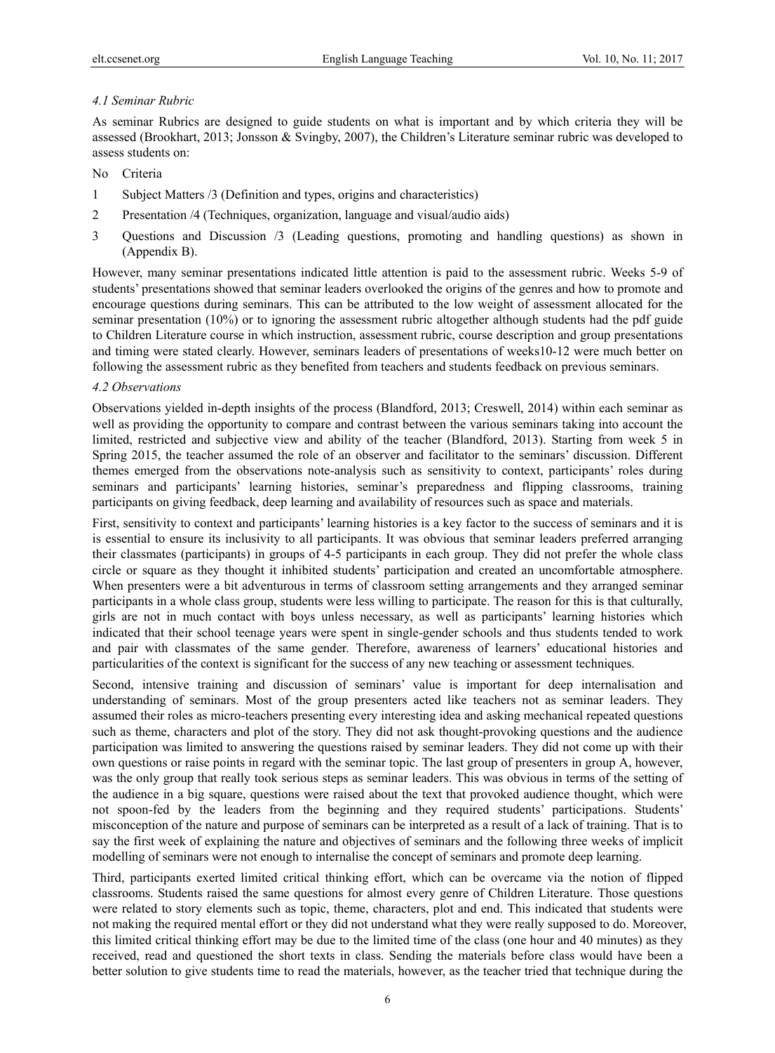### *4.1 Seminar Rubric*

As seminar Rubrics are designed to guide students on what is important and by which criteria they will be assessed (Brookhart, 2013; Jonsson & Svingby, 2007), the Children's Literature seminar rubric was developed to assess students on:

| No | Criteria |
|---|---|
| 1 | Subject Matters /3 (Definition and types, origins and characteristics) |
| 2 | Presentation /4 (Techniques, organization, language and visual/audio aids) |
| 3 | Questions and Discussion /3 (Leading questions, promoting and handling questions) as shown in (Appendix B). |

However, many seminar presentations indicated little attention is paid to the assessment rubric. Weeks 5-9 of students' presentations showed that seminar leaders overlooked the origins of the genres and how to promote and encourage questions during seminars. This can be attributed to the low weight of assessment allocated for the seminar presentation (10%) or to ignoring the assessment rubric altogether although students had the pdf guide to Children Literature course in which instruction, assessment rubric, course description and group presentations and timing were stated clearly. However, seminars leaders of presentations of weeks10-12 were much better on following the assessment rubric as they benefited from teachers and students feedback on previous seminars.

### *4.2 Observations*

Observations yielded in-depth insights of the process (Blandford, 2013; Creswell, 2014) within each seminar as well as providing the opportunity to compare and contrast between the various seminars taking into account the limited, restricted and subjective view and ability of the teacher (Blandford, 2013). Starting from week 5 in Spring 2015, the teacher assumed the role of an observer and facilitator to the seminars' discussion. Different themes emerged from the observations note-analysis such as sensitivity to context, participants' roles during seminars and participants' learning histories, seminar's preparedness and flipping classrooms, training participants on giving feedback, deep learning and availability of resources such as space and materials.

First, sensitivity to context and participants' learning histories is a key factor to the success of seminars and it is is essential to ensure its inclusivity to all participants. It was obvious that seminar leaders preferred arranging their classmates (participants) in groups of 4-5 participants in each group. They did not prefer the whole class circle or square as they thought it inhibited students' participation and created an uncomfortable atmosphere. When presenters were a bit adventurous in terms of classroom setting arrangements and they arranged seminar participants in a whole class group, students were less willing to participate. The reason for this is that culturally, girls are not in much contact with boys unless necessary, as well as participants' learning histories which indicated that their school teenage years were spent in single-gender schools and thus students tended to work and pair with classmates of the same gender. Therefore, awareness of learners' educational histories and particularities of the context is significant for the success of any new teaching or assessment techniques.

Second, intensive training and discussion of seminars' value is important for deep internalisation and understanding of seminars. Most of the group presenters acted like teachers not as seminar leaders. They assumed their roles as micro-teachers presenting every interesting idea and asking mechanical repeated questions such as theme, characters and plot of the story. They did not ask thought-provoking questions and the audience participation was limited to answering the questions raised by seminar leaders. They did not come up with their own questions or raise points in regard with the seminar topic. The last group of presenters in group A, however, was the only group that really took serious steps as seminar leaders. This was obvious in terms of the setting of the audience in a big square, questions were raised about the text that provoked audience thought, which were not spoon-fed by the leaders from the beginning and they required students' participations. Students' misconception of the nature and purpose of seminars can be interpreted as a result of a lack of training. That is to say the first week of explaining the nature and objectives of seminars and the following three weeks of implicit modelling of seminars were not enough to internalise the concept of seminars and promote deep learning.

Third, participants exerted limited critical thinking effort, which can be overcame via the notion of flipped classrooms. Students raised the same questions for almost every genre of Children Literature. Those questions were related to story elements such as topic, theme, characters, plot and end. This indicated that students were not making the required mental effort or they did not understand what they were really supposed to do. Moreover, this limited critical thinking effort may be due to the limited time of the class (one hour and 40 minutes) as they received, read and questioned the short texts in class. Sending the materials before class would have been a better solution to give students time to read the materials, however, as the teacher tried that technique during the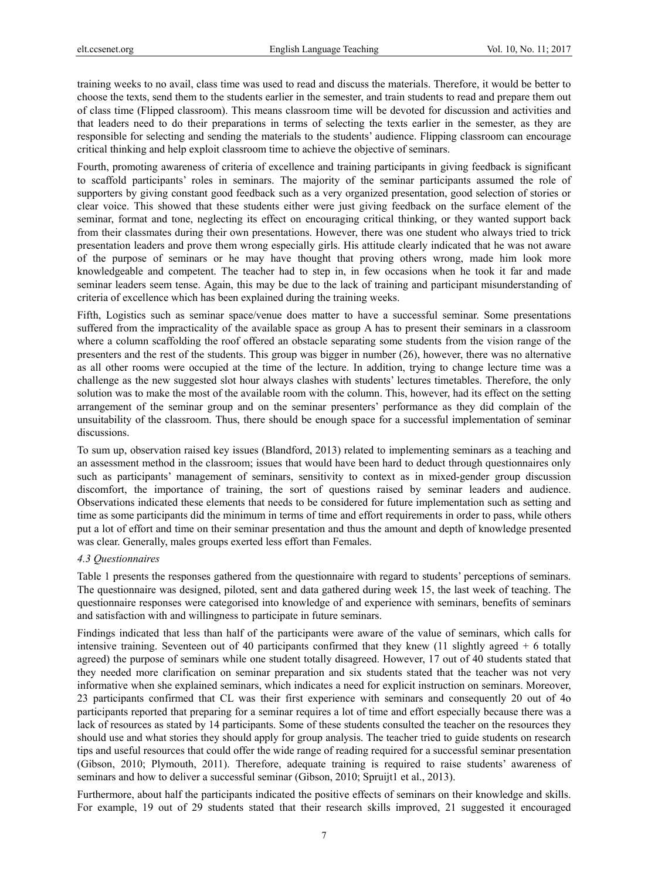training weeks to no avail, class time was used to read and discuss the materials. Therefore, it would be better to choose the texts, send them to the students earlier in the semester, and train students to read and prepare them out of class time (Flipped classroom). This means classroom time will be devoted for discussion and activities and that leaders need to do their preparations in terms of selecting the texts earlier in the semester, as they are responsible for selecting and sending the materials to the students' audience. Flipping classroom can encourage critical thinking and help exploit classroom time to achieve the objective of seminars.

Fourth, promoting awareness of criteria of excellence and training participants in giving feedback is significant to scaffold participants' roles in seminars. The majority of the seminar participants assumed the role of supporters by giving constant good feedback such as a very organized presentation, good selection of stories or clear voice. This showed that these students either were just giving feedback on the surface element of the seminar, format and tone, neglecting its effect on encouraging critical thinking, or they wanted support back from their classmates during their own presentations. However, there was one student who always tried to trick presentation leaders and prove them wrong especially girls. His attitude clearly indicated that he was not aware of the purpose of seminars or he may have thought that proving others wrong, made him look more knowledgeable and competent. The teacher had to step in, in few occasions when he took it far and made seminar leaders seem tense. Again, this may be due to the lack of training and participant misunderstanding of criteria of excellence which has been explained during the training weeks.

Fifth, Logistics such as seminar space/venue does matter to have a successful seminar. Some presentations suffered from the impracticality of the available space as group A has to present their seminars in a classroom where a column scaffolding the roof offered an obstacle separating some students from the vision range of the presenters and the rest of the students. This group was bigger in number (26), however, there was no alternative as all other rooms were occupied at the time of the lecture. In addition, trying to change lecture time was a challenge as the new suggested slot hour always clashes with students' lectures timetables. Therefore, the only solution was to make the most of the available room with the column. This, however, had its effect on the setting arrangement of the seminar group and on the seminar presenters' performance as they did complain of the unsuitability of the classroom. Thus, there should be enough space for a successful implementation of seminar discussions.

To sum up, observation raised key issues (Blandford, 2013) related to implementing seminars as a teaching and an assessment method in the classroom; issues that would have been hard to deduct through questionnaires only such as participants' management of seminars, sensitivity to context as in mixed-gender group discussion discomfort, the importance of training, the sort of questions raised by seminar leaders and audience. Observations indicated these elements that needs to be considered for future implementation such as setting and time as some participants did the minimum in terms of time and effort requirements in order to pass, while others put a lot of effort and time on their seminar presentation and thus the amount and depth of knowledge presented was clear. Generally, males groups exerted less effort than Females.

### *4.3 Questionnaires*

Table 1 presents the responses gathered from the questionnaire with regard to students' perceptions of seminars. The questionnaire was designed, piloted, sent and data gathered during week 15, the last week of teaching. The questionnaire responses were categorised into knowledge of and experience with seminars, benefits of seminars and satisfaction with and willingness to participate in future seminars.

Findings indicated that less than half of the participants were aware of the value of seminars, which calls for intensive training. Seventeen out of 40 participants confirmed that they knew (11 slightly agreed + 6 totally agreed) the purpose of seminars while one student totally disagreed. However, 17 out of 40 students stated that they needed more clarification on seminar preparation and six students stated that the teacher was not very informative when she explained seminars, which indicates a need for explicit instruction on seminars. Moreover, 23 participants confirmed that CL was their first experience with seminars and consequently 20 out of 4o participants reported that preparing for a seminar requires a lot of time and effort especially because there was a lack of resources as stated by 14 participants. Some of these students consulted the teacher on the resources they should use and what stories they should apply for group analysis. The teacher tried to guide students on research tips and useful resources that could offer the wide range of reading required for a successful seminar presentation (Gibson, 2010; Plymouth, 2011). Therefore, adequate training is required to raise students' awareness of seminars and how to deliver a successful seminar (Gibson, 2010; Spruijt1 et al., 2013).

Furthermore, about half the participants indicated the positive effects of seminars on their knowledge and skills. For example, 19 out of 29 students stated that their research skills improved, 21 suggested it encouraged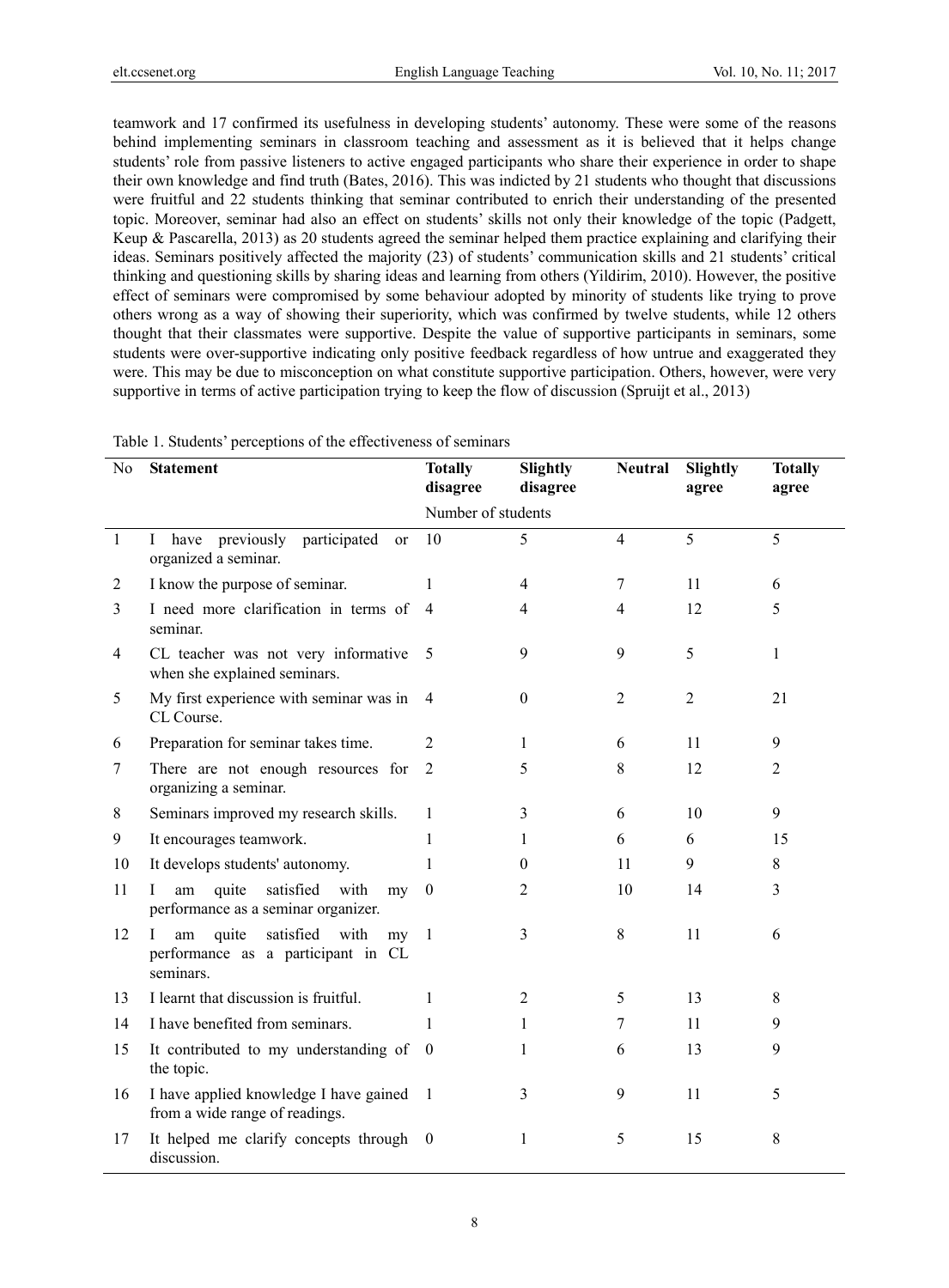teamwork and 17 confirmed its usefulness in developing students' autonomy. These were some of the reasons behind implementing seminars in classroom teaching and assessment as it is believed that it helps change students' role from passive listeners to active engaged participants who share their experience in order to shape their own knowledge and find truth (Bates, 2016). This was indicted by 21 students who thought that discussions were fruitful and 22 students thinking that seminar contributed to enrich their understanding of the presented topic. Moreover, seminar had also an effect on students' skills not only their knowledge of the topic (Padgett, Keup & Pascarella, 2013) as 20 students agreed the seminar helped them practice explaining and clarifying their ideas. Seminars positively affected the majority (23) of students' communication skills and 21 students' critical thinking and questioning skills by sharing ideas and learning from others (Yildirim, 2010). However, the positive effect of seminars were compromised by some behaviour adopted by minority of students like trying to prove others wrong as a way of showing their superiority, which was confirmed by twelve students, while 12 others thought that their classmates were supportive. Despite the value of supportive participants in seminars, some students were over-supportive indicating only positive feedback regardless of how untrue and exaggerated they were. This may be due to misconception on what constitute supportive participation. Others, however, were very supportive in terms of active participation trying to keep the flow of discussion (Spruijt et al., 2013)

Table 1. Students' perceptions of the effectiveness of seminars

| No | Statement | Totally disagree | Slightly disagree | Neutral | Slightly agree | Totally agree |
|---|---|---|---|---|---|---|
| | | Number of students | | | | |
| 1 | I have previously participated or organized a seminar. | 10 | 5 | 4 | 5 | 5 |
| 2 | I know the purpose of seminar. | 1 | 4 | 7 | 11 | 6 |
| 3 | I need more clarification in terms of seminar. | 4 | 4 | 4 | 12 | 5 |
| 4 | CL teacher was not very informative when she explained seminars. | 5 | 9 | 9 | 5 | 1 |
| 5 | My first experience with seminar was in CL Course. | 4 | 0 | 2 | 2 | 21 |
| 6 | Preparation for seminar takes time. | 2 | 1 | 6 | 11 | 9 |
| 7 | There are not enough resources for organizing a seminar. | 2 | 5 | 8 | 12 | 2 |
| 8 | Seminars improved my research skills. | 1 | 3 | 6 | 10 | 9 |
| 9 | It encourages teamwork. | 1 | 1 | 6 | 6 | 15 |
| 10 | It develops students' autonomy. | 1 | 0 | 11 | 9 | 8 |
| 11 | I am quite satisfied with my performance as a seminar organizer. | 0 | 2 | 10 | 14 | 3 |
| 12 | I am quite satisfied with my performance as a participant in CL seminars. | 1 | 3 | 8 | 11 | 6 |
| 13 | I learnt that discussion is fruitful. | 1 | 2 | 5 | 13 | 8 |
| 14 | I have benefited from seminars. | 1 | 1 | 7 | 11 | 9 |
| 15 | It contributed to my understanding of the topic. | 0 | 1 | 6 | 13 | 9 |
| 16 | I have applied knowledge I have gained from a wide range of readings. | 1 | 3 | 9 | 11 | 5 |
| 17 | It helped me clarify concepts through discussion. | 0 | 1 | 5 | 15 | 8 |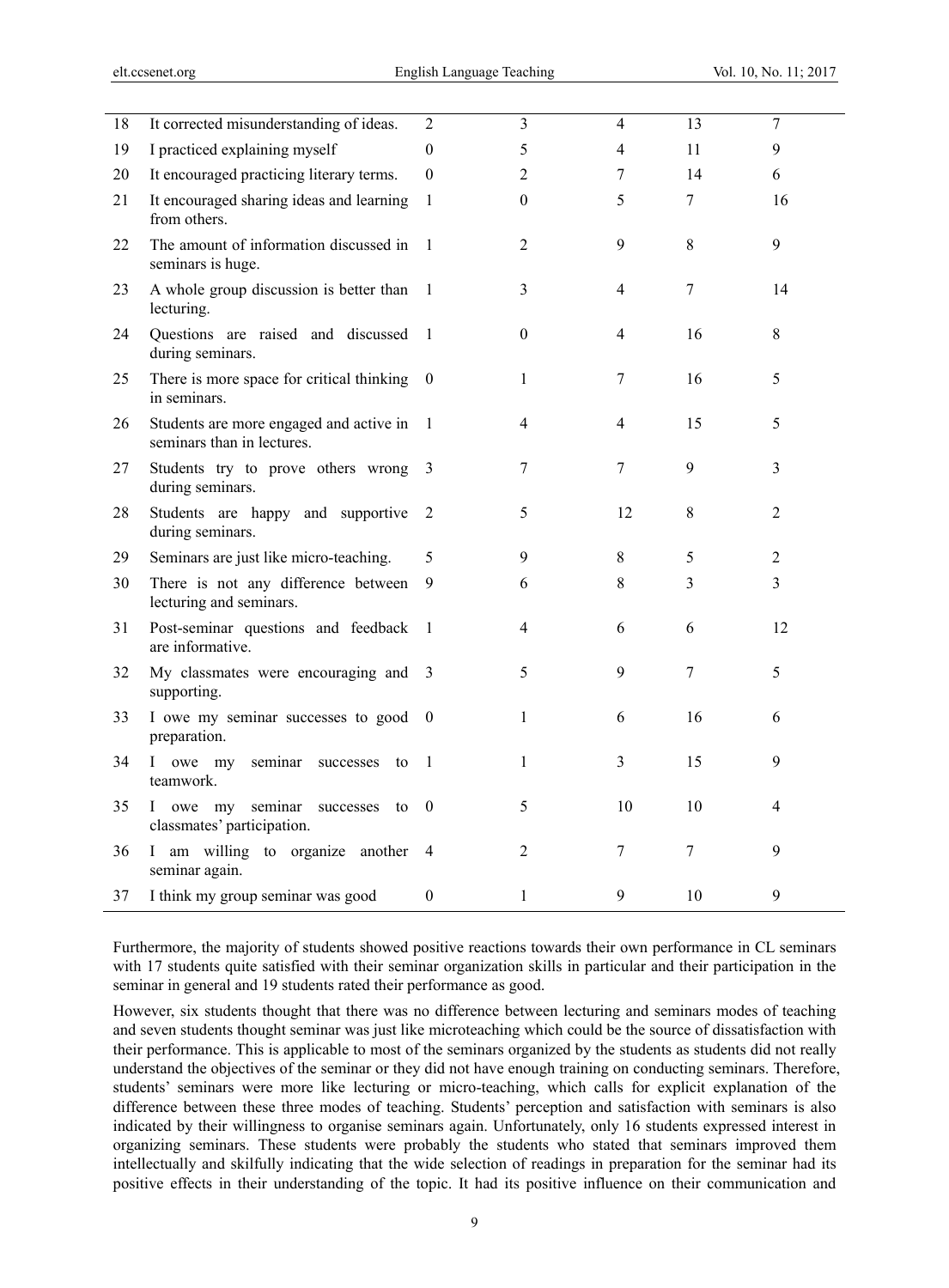| | | | | | | |
|---|---|---|---|---|---|---|
| 18 | It corrected misunderstanding of ideas. | 2 | 3 | 4 | 13 | 7 |
| 19 | I practiced explaining myself | 0 | 5 | 4 | 11 | 9 |
| 20 | It encouraged practicing literary terms. | 0 | 2 | 7 | 14 | 6 |
| 21 | It encouraged sharing ideas and learning from others. | 1 | 0 | 5 | 7 | 16 |
| 22 | The amount of information discussed in seminars is huge. | 1 | 2 | 9 | 8 | 9 |
| 23 | A whole group discussion is better than lecturing. | 1 | 3 | 4 | 7 | 14 |
| 24 | Questions are raised and discussed during seminars. | 1 | 0 | 4 | 16 | 8 |
| 25 | There is more space for critical thinking in seminars. | 0 | 1 | 7 | 16 | 5 |
| 26 | Students are more engaged and active in seminars than in lectures. | 1 | 4 | 4 | 15 | 5 |
| 27 | Students try to prove others wrong during seminars. | 3 | 7 | 7 | 9 | 3 |
| 28 | Students are happy and supportive during seminars. | 2 | 5 | 12 | 8 | 2 |
| 29 | Seminars are just like micro-teaching. | 5 | 9 | 8 | 5 | 2 |
| 30 | There is not any difference between lecturing and seminars. | 9 | 6 | 8 | 3 | 3 |
| 31 | Post-seminar questions and feedback are informative. | 1 | 4 | 6 | 6 | 12 |
| 32 | My classmates were encouraging and supporting. | 3 | 5 | 9 | 7 | 5 |
| 33 | I owe my seminar successes to good preparation. | 0 | 1 | 6 | 16 | 6 |
| 34 | I owe my seminar successes to teamwork. | 1 | 1 | 3 | 15 | 9 |
| 35 | I owe my seminar successes to classmates' participation. | 0 | 5 | 10 | 10 | 4 |
| 36 | I am willing to organize another seminar again. | 4 | 2 | 7 | 7 | 9 |
| 37 | I think my group seminar was good | 0 | 1 | 9 | 10 | 9 |

Furthermore, the majority of students showed positive reactions towards their own performance in CL seminars with 17 students quite satisfied with their seminar organization skills in particular and their participation in the seminar in general and 19 students rated their performance as good.

However, six students thought that there was no difference between lecturing and seminars modes of teaching and seven students thought seminar was just like microteaching which could be the source of dissatisfaction with their performance. This is applicable to most of the seminars organized by the students as students did not really understand the objectives of the seminar or they did not have enough training on conducting seminars. Therefore, students' seminars were more like lecturing or micro-teaching, which calls for explicit explanation of the difference between these three modes of teaching. Students' perception and satisfaction with seminars is also indicated by their willingness to organise seminars again. Unfortunately, only 16 students expressed interest in organizing seminars. These students were probably the students who stated that seminars improved them intellectually and skilfully indicating that the wide selection of readings in preparation for the seminar had its positive effects in their understanding of the topic. It had its positive influence on their communication and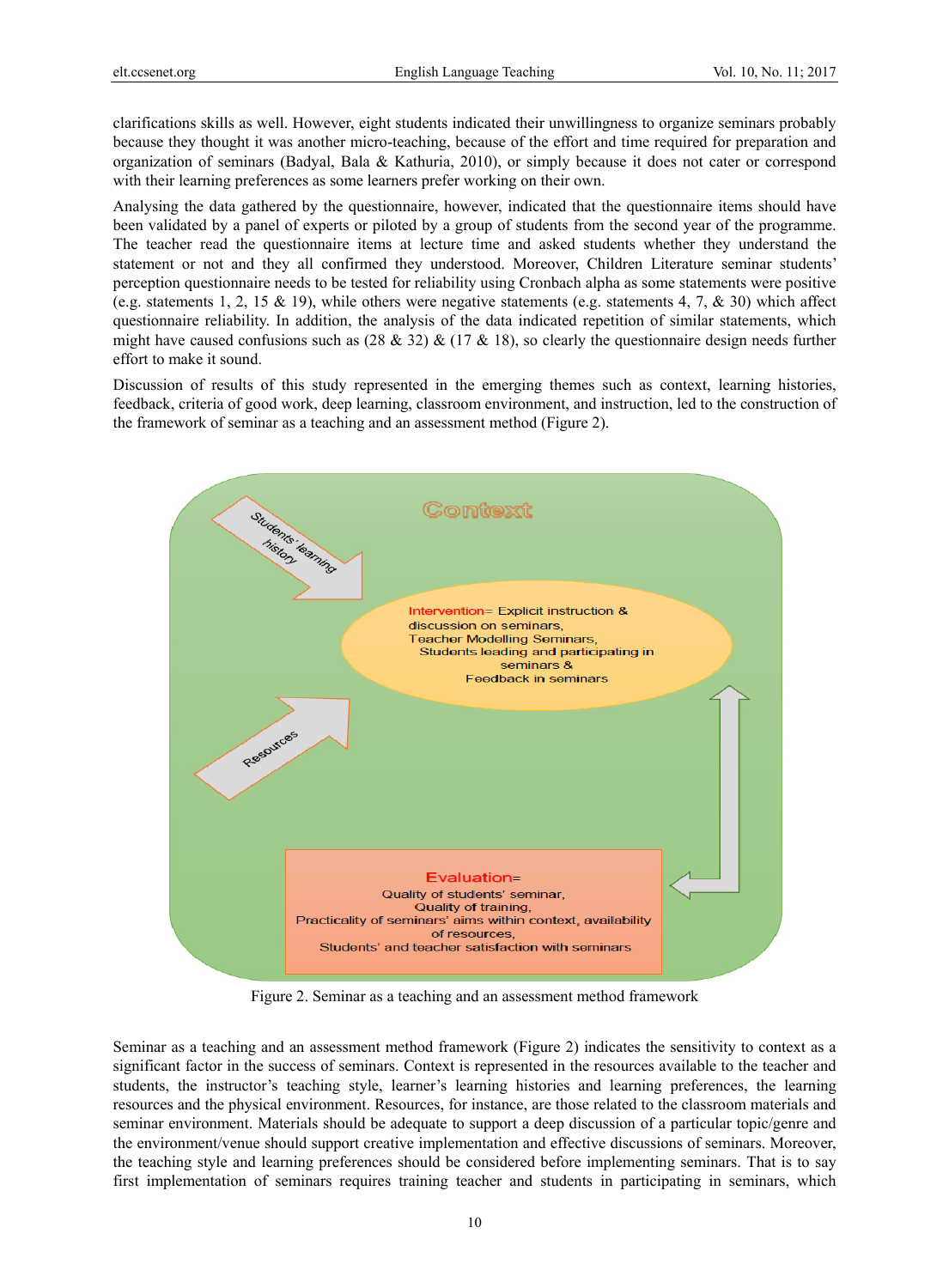clarifications skills as well. However, eight students indicated their unwillingness to organize seminars probably because they thought it was another micro-teaching, because of the effort and time required for preparation and organization of seminars (Badyal, Bala & Kathuria, 2010), or simply because it does not cater or correspond with their learning preferences as some learners prefer working on their own.

Analysing the data gathered by the questionnaire, however, indicated that the questionnaire items should have been validated by a panel of experts or piloted by a group of students from the second year of the programme. The teacher read the questionnaire items at lecture time and asked students whether they understand the statement or not and they all confirmed they understood. Moreover, Children Literature seminar students' perception questionnaire needs to be tested for reliability using Cronbach alpha as some statements were positive (e.g. statements 1, 2, 15 & 19), while others were negative statements (e.g. statements 4, 7, & 30) which affect questionnaire reliability. In addition, the analysis of the data indicated repetition of similar statements, which might have caused confusions such as (28 & 32) & (17 & 18), so clearly the questionnaire design needs further effort to make it sound.

Discussion of results of this study represented in the emerging themes such as context, learning histories, feedback, criteria of good work, deep learning, classroom environment, and instruction, led to the construction of the framework of seminar as a teaching and an assessment method (Figure 2).

Context

Students' learning history

Intervention= Explicit instruction & discussion on seminars, Teacher Modelling Seminars, Students leading and participating in seminars & Feedback in seminars

Resources

Evaluation= Quality of students' seminar, Quality of training, Practicality of seminars' aims within context, availability of resources, Students' and teacher satisfaction with seminars

Figure 2. Seminar as a teaching and an assessment method framework

Seminar as a teaching and an assessment method framework (Figure 2) indicates the sensitivity to context as a significant factor in the success of seminars. Context is represented in the resources available to the teacher and students, the instructor's teaching style, learner's learning histories and learning preferences, the learning resources and the physical environment. Resources, for instance, are those related to the classroom materials and seminar environment. Materials should be adequate to support a deep discussion of a particular topic/genre and the environment/venue should support creative implementation and effective discussions of seminars. Moreover, the teaching style and learning preferences should be considered before implementing seminars. That is to say first implementation of seminars requires training teacher and students in participating in seminars, which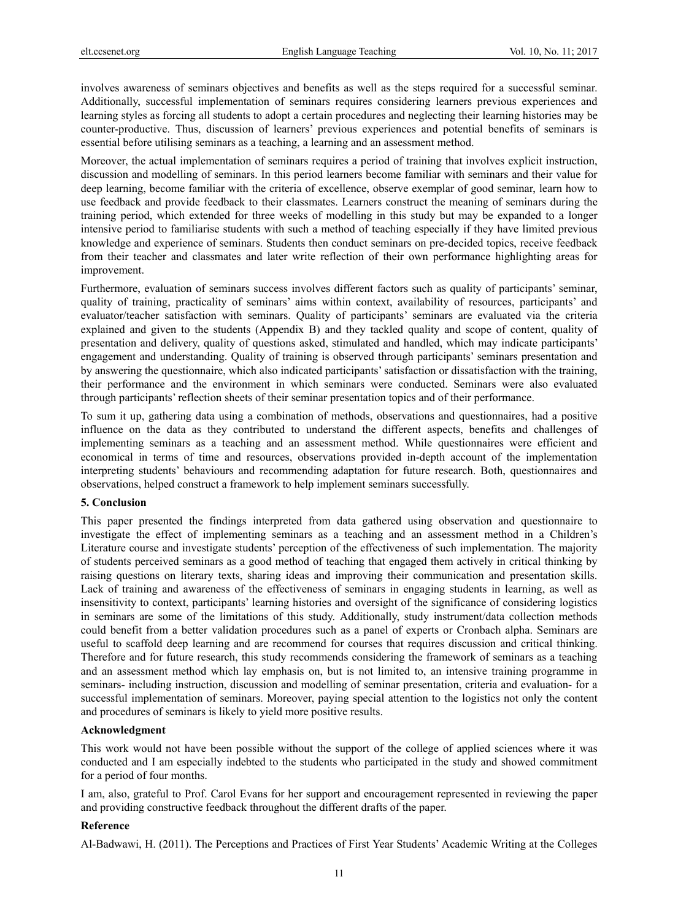involves awareness of seminars objectives and benefits as well as the steps required for a successful seminar. Additionally, successful implementation of seminars requires considering learners previous experiences and learning styles as forcing all students to adopt a certain procedures and neglecting their learning histories may be counter-productive. Thus, discussion of learners' previous experiences and potential benefits of seminars is essential before utilising seminars as a teaching, a learning and an assessment method.

Moreover, the actual implementation of seminars requires a period of training that involves explicit instruction, discussion and modelling of seminars. In this period learners become familiar with seminars and their value for deep learning, become familiar with the criteria of excellence, observe exemplar of good seminar, learn how to use feedback and provide feedback to their classmates. Learners construct the meaning of seminars during the training period, which extended for three weeks of modelling in this study but may be expanded to a longer intensive period to familiarise students with such a method of teaching especially if they have limited previous knowledge and experience of seminars. Students then conduct seminars on pre-decided topics, receive feedback from their teacher and classmates and later write reflection of their own performance highlighting areas for improvement.

Furthermore, evaluation of seminars success involves different factors such as quality of participants' seminar, quality of training, practicality of seminars' aims within context, availability of resources, participants' and evaluator/teacher satisfaction with seminars. Quality of participants' seminars are evaluated via the criteria explained and given to the students (Appendix B) and they tackled quality and scope of content, quality of presentation and delivery, quality of questions asked, stimulated and handled, which may indicate participants' engagement and understanding. Quality of training is observed through participants' seminars presentation and by answering the questionnaire, which also indicated participants' satisfaction or dissatisfaction with the training, their performance and the environment in which seminars were conducted. Seminars were also evaluated through participants' reflection sheets of their seminar presentation topics and of their performance.

To sum it up, gathering data using a combination of methods, observations and questionnaires, had a positive influence on the data as they contributed to understand the different aspects, benefits and challenges of implementing seminars as a teaching and an assessment method. While questionnaires were efficient and economical in terms of time and resources, observations provided in-depth account of the implementation interpreting students' behaviours and recommending adaptation for future research. Both, questionnaires and observations, helped construct a framework to help implement seminars successfully.

## 5. Conclusion

This paper presented the findings interpreted from data gathered using observation and questionnaire to investigate the effect of implementing seminars as a teaching and an assessment method in a Children's Literature course and investigate students' perception of the effectiveness of such implementation. The majority of students perceived seminars as a good method of teaching that engaged them actively in critical thinking by raising questions on literary texts, sharing ideas and improving their communication and presentation skills. Lack of training and awareness of the effectiveness of seminars in engaging students in learning, as well as insensitivity to context, participants' learning histories and oversight of the significance of considering logistics in seminars are some of the limitations of this study. Additionally, study instrument/data collection methods could benefit from a better validation procedures such as a panel of experts or Cronbach alpha. Seminars are useful to scaffold deep learning and are recommend for courses that requires discussion and critical thinking. Therefore and for future research, this study recommends considering the framework of seminars as a teaching and an assessment method which lay emphasis on, but is not limited to, an intensive training programme in seminars- including instruction, discussion and modelling of seminar presentation, criteria and evaluation- for a successful implementation of seminars. Moreover, paying special attention to the logistics not only the content and procedures of seminars is likely to yield more positive results.

## Acknowledgment

This work would not have been possible without the support of the college of applied sciences where it was conducted and I am especially indebted to the students who participated in the study and showed commitment for a period of four months.

I am, also, grateful to Prof. Carol Evans for her support and encouragement represented in reviewing the paper and providing constructive feedback throughout the different drafts of the paper.

## Reference

Al-Badwawi, H. (2011). The Perceptions and Practices of First Year Students' Academic Writing at the Colleges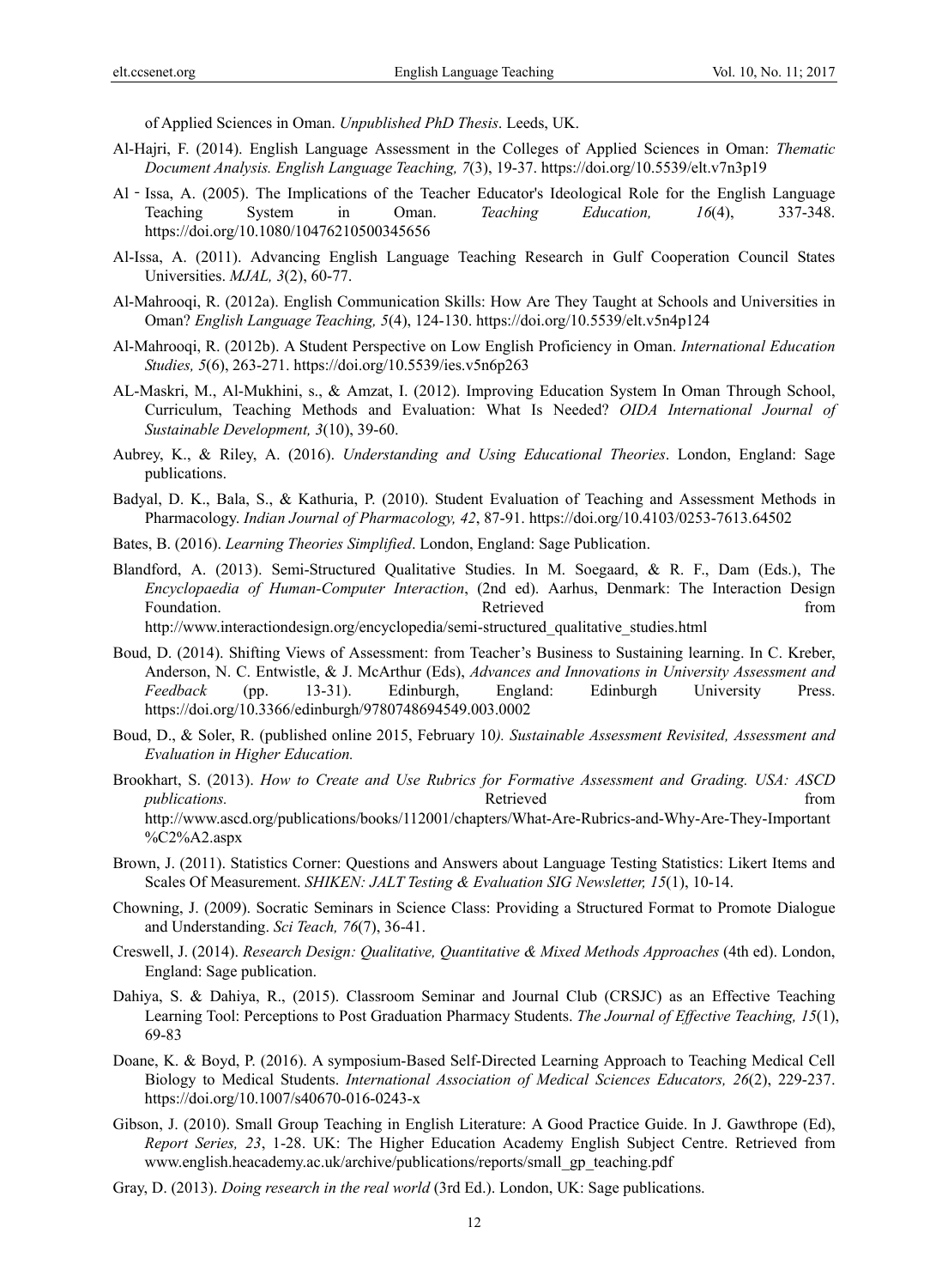of Applied Sciences in Oman. *Unpublished PhD Thesis*. Leeds, UK.

Al-Hajri, F. (2014). English Language Assessment in the Colleges of Applied Sciences in Oman: *Thematic Document Analysis. English Language Teaching, 7*(3), 19-37. https://doi.org/10.5539/elt.v7n3p19

Al‐Issa, A. (2005). The Implications of the Teacher Educator's Ideological Role for the English Language Teaching System in Oman. *Teaching Education, 16*(4), 337-348. https://doi.org/10.1080/10476210500345656

Al-Issa, A. (2011). Advancing English Language Teaching Research in Gulf Cooperation Council States Universities. *MJAL, 3*(2), 60-77.

Al-Mahrooqi, R. (2012a). English Communication Skills: How Are They Taught at Schools and Universities in Oman? *English Language Teaching, 5*(4), 124-130. https://doi.org/10.5539/elt.v5n4p124

Al-Mahrooqi, R. (2012b). A Student Perspective on Low English Proficiency in Oman. *International Education Studies, 5*(6), 263-271. https://doi.org/10.5539/ies.v5n6p263

AL-Maskri, M., Al-Mukhini, s., & Amzat, I. (2012). Improving Education System In Oman Through School, Curriculum, Teaching Methods and Evaluation: What Is Needed? *OIDA International Journal of Sustainable Development, 3*(10), 39-60.

Aubrey, K., & Riley, A. (2016). *Understanding and Using Educational Theories*. London, England: Sage publications.

Badyal, D. K., Bala, S., & Kathuria, P. (2010). Student Evaluation of Teaching and Assessment Methods in Pharmacology. *Indian Journal of Pharmacology, 42*, 87-91. https://doi.org/10.4103/0253-7613.64502

Bates, B. (2016). *Learning Theories Simplified*. London, England: Sage Publication.

Blandford, A. (2013). Semi-Structured Qualitative Studies. In M. Soegaard, & R. F., Dam (Eds.), The *Encyclopaedia of Human-Computer Interaction*, (2nd ed). Aarhus, Denmark: The Interaction Design Foundation. Retrieved from http://www.interactiondesign.org/encyclopedia/semi-structured_qualitative_studies.html

Boud, D. (2014). Shifting Views of Assessment: from Teacher's Business to Sustaining learning. In C. Kreber, Anderson, N. C. Entwistle, & J. McArthur (Eds), *Advances and Innovations in University Assessment and Feedback* (pp. 13-31). Edinburgh, England: Edinburgh University Press. https://doi.org/10.3366/edinburgh/9780748694549.003.0002

Boud, D., & Soler, R. (published online 2015, February 10*). Sustainable Assessment Revisited, Assessment and Evaluation in Higher Education.*

Brookhart, S. (2013). *How to Create and Use Rubrics for Formative Assessment and Grading. USA: ASCD publications.* Retrieved from http://www.ascd.org/publications/books/112001/chapters/What-Are-Rubrics-and-Why-Are-They-Important%C2%A2.aspx

Brown, J. (2011). Statistics Corner: Questions and Answers about Language Testing Statistics: Likert Items and Scales Of Measurement. *SHIKEN: JALT Testing & Evaluation SIG Newsletter, 15*(1), 10-14.

Chowning, J. (2009). Socratic Seminars in Science Class: Providing a Structured Format to Promote Dialogue and Understanding. *Sci Teach, 76*(7), 36-41.

Creswell, J. (2014). *Research Design: Qualitative, Quantitative & Mixed Methods Approaches* (4th ed). London, England: Sage publication.

Dahiya, S. & Dahiya, R., (2015). Classroom Seminar and Journal Club (CRSJC) as an Effective Teaching Learning Tool: Perceptions to Post Graduation Pharmacy Students. *The Journal of Effective Teaching, 15*(1), 69-83

Doane, K. & Boyd, P. (2016). A symposium-Based Self-Directed Learning Approach to Teaching Medical Cell Biology to Medical Students. *International Association of Medical Sciences Educators, 26*(2), 229-237. https://doi.org/10.1007/s40670-016-0243-x

Gibson, J. (2010). Small Group Teaching in English Literature: A Good Practice Guide. In J. Gawthrope (Ed), *Report Series, 23*, 1-28. UK: The Higher Education Academy English Subject Centre. Retrieved from www.english.heacademy.ac.uk/archive/publications/reports/small_gp_teaching.pdf

Gray, D. (2013). *Doing research in the real world* (3rd Ed.). London, UK: Sage publications.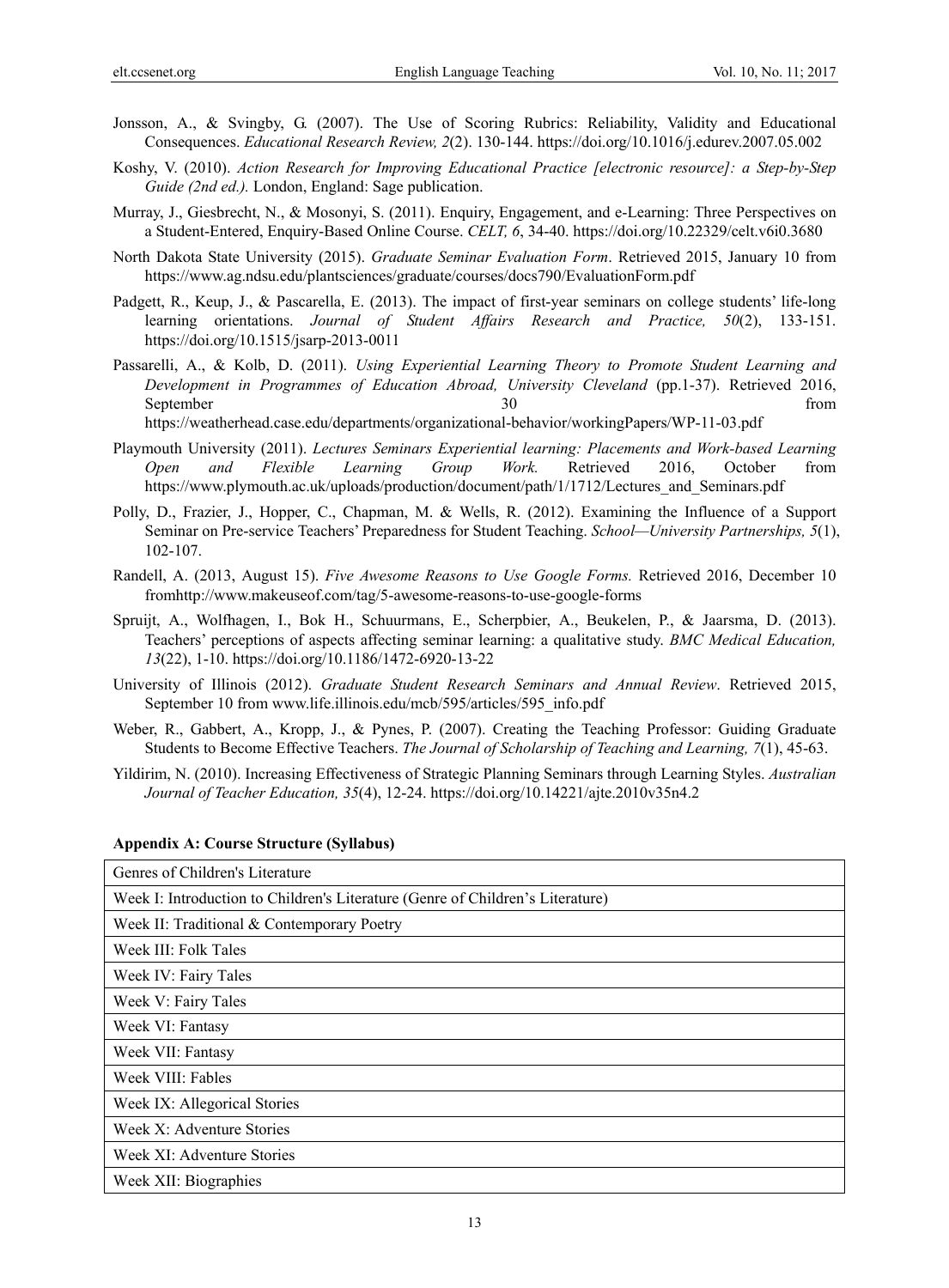Jonsson, A., & Svingby, G. (2007). The Use of Scoring Rubrics: Reliability, Validity and Educational Consequences. *Educational Research Review, 2*(2). 130-144. https://doi.org/10.1016/j.edurev.2007.05.002

Koshy, V. (2010). *Action Research for Improving Educational Practice [electronic resource]: a Step-by-Step Guide (2nd ed.).* London, England: Sage publication.

Murray, J., Giesbrecht, N., & Mosonyi, S. (2011). Enquiry, Engagement, and e-Learning: Three Perspectives on a Student-Entered, Enquiry-Based Online Course. *CELT, 6*, 34-40. https://doi.org/10.22329/celt.v6i0.3680

North Dakota State University (2015). *Graduate Seminar Evaluation Form*. Retrieved 2015, January 10 from https://www.ag.ndsu.edu/plantsciences/graduate/courses/docs790/EvaluationForm.pdf

Padgett, R., Keup, J., & Pascarella, E. (2013). The impact of first-year seminars on college students' life-long learning orientations. *Journal of Student Affairs Research and Practice, 50*(2), 133-151. https://doi.org/10.1515/jsarp-2013-0011

Passarelli, A., & Kolb, D. (2011). *Using Experiential Learning Theory to Promote Student Learning and Development in Programmes of Education Abroad, University Cleveland* (pp.1-37). Retrieved 2016, September 30 from https://weatherhead.case.edu/departments/organizational-behavior/workingPapers/WP-11-03.pdf

Playmouth University (2011). *Lectures Seminars Experiential learning: Placements and Work-based Learning Open and Flexible Learning Group Work.* Retrieved 2016, October from https://www.plymouth.ac.uk/uploads/production/document/path/1/1712/Lectures_and_Seminars.pdf

Polly, D., Frazier, J., Hopper, C., Chapman, M. & Wells, R. (2012). Examining the Influence of a Support Seminar on Pre-service Teachers' Preparedness for Student Teaching. *School—University Partnerships, 5*(1), 102-107.

Randell, A. (2013, August 15). *Five Awesome Reasons to Use Google Forms.* Retrieved 2016, December 10 fromhttp://www.makeuseof.com/tag/5-awesome-reasons-to-use-google-forms

Spruijt, A., Wolfhagen, I., Bok H., Schuurmans, E., Scherpbier, A., Beukelen, P., & Jaarsma, D. (2013). Teachers' perceptions of aspects affecting seminar learning: a qualitative study. *BMC Medical Education, 13*(22), 1-10. https://doi.org/10.1186/1472-6920-13-22

University of Illinois (2012). *Graduate Student Research Seminars and Annual Review*. Retrieved 2015, September 10 from www.life.illinois.edu/mcb/595/articles/595_info.pdf

Weber, R., Gabbert, A., Kropp, J., & Pynes, P. (2007). Creating the Teaching Professor: Guiding Graduate Students to Become Effective Teachers. *The Journal of Scholarship of Teaching and Learning, 7*(1), 45-63.

Yildirim, N. (2010). Increasing Effectiveness of Strategic Planning Seminars through Learning Styles. *Australian Journal of Teacher Education, 35*(4), 12-24. https://doi.org/10.14221/ajte.2010v35n4.2

**Appendix A: Course Structure (Syllabus)**

| Genres of Children's Literature |
|---|
| Week I: Introduction to Children's Literature (Genre of Children's Literature) |
| Week II: Traditional & Contemporary Poetry |
| Week III: Folk Tales |
| Week IV: Fairy Tales |
| Week V: Fairy Tales |
| Week VI: Fantasy |
| Week VII: Fantasy |
| Week VIII: Fables |
| Week IX: Allegorical Stories |
| Week X: Adventure Stories |
| Week XI: Adventure Stories |
| Week XII: Biographies |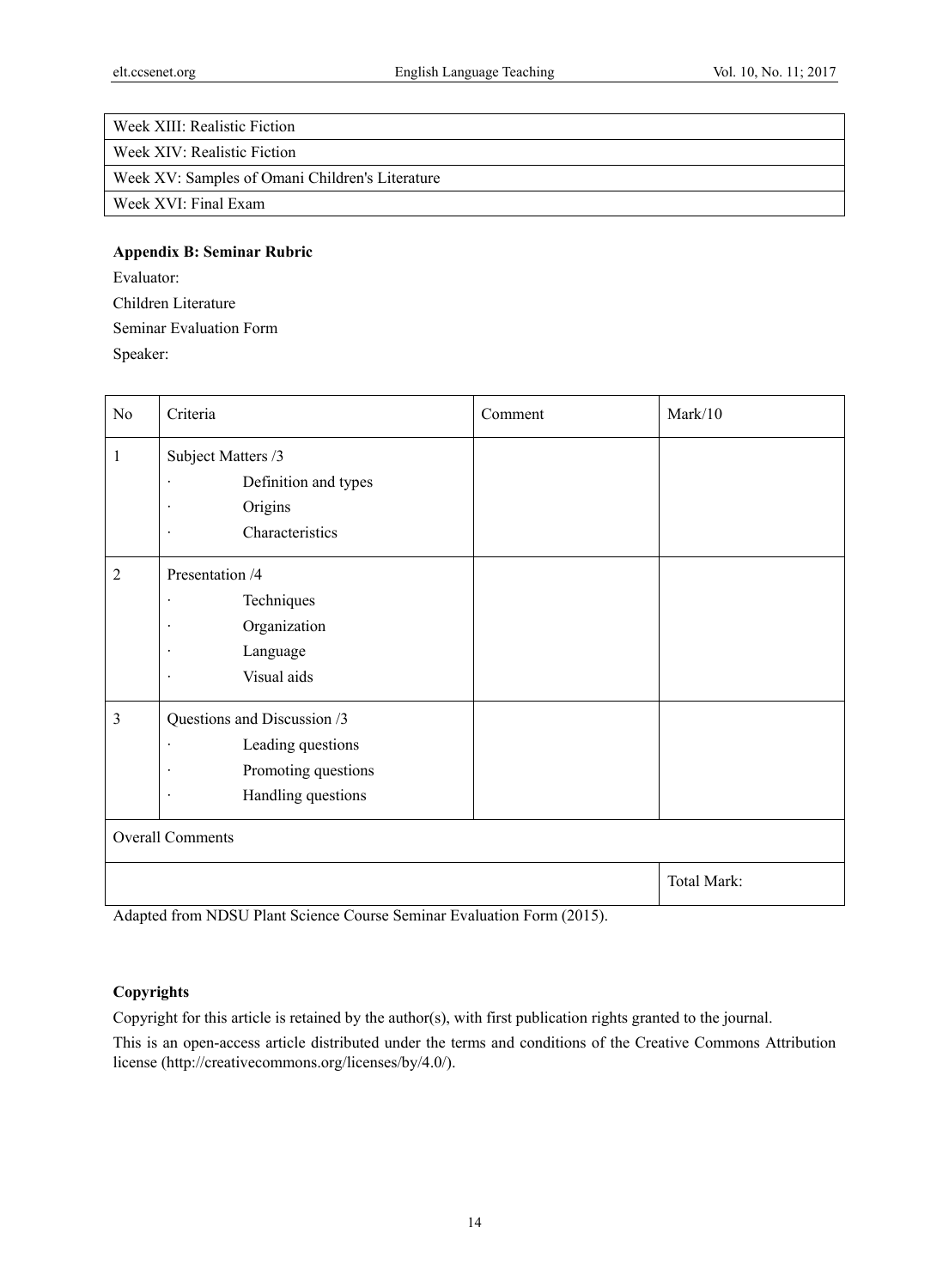| |
|---|
| Week XIII: Realistic Fiction |
| Week XIV: Realistic Fiction |
| Week XV: Samples of Omani Children's Literature |
| Week XVI: Final Exam |

**Appendix B: Seminar Rubric**

Evaluator:

Children Literature

Seminar Evaluation Form

Speaker:

| No | Criteria | Comment | Mark/10 |
|---|---|---|---|
| 1 | Subject Matters /3<br>· Definition and types<br>· Origins<br>· Characteristics | | |
| 2 | Presentation /4<br>· Techniques<br>· Organization<br>· Language<br>· Visual aids | | |
| 3 | Questions and Discussion /3<br>· Leading questions<br>· Promoting questions<br>· Handling questions | | |
| Overall Comments | | | |
| | | | Total Mark: |

Adapted from NDSU Plant Science Course Seminar Evaluation Form (2015).

**Copyrights**

Copyright for this article is retained by the author(s), with first publication rights granted to the journal.

This is an open-access article distributed under the terms and conditions of the Creative Commons Attribution license (http://creativecommons.org/licenses/by/4.0/).